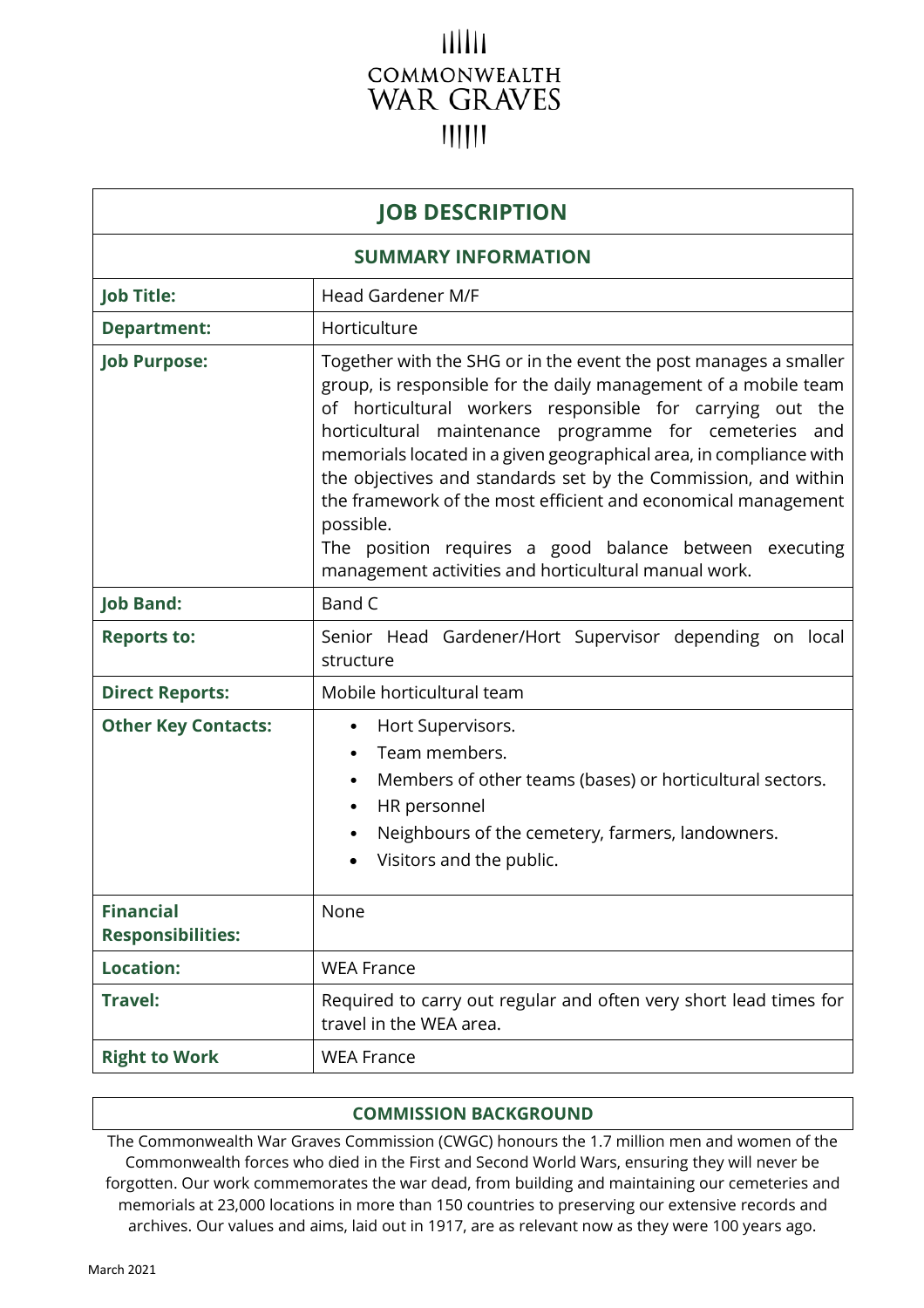COMMONWEALTH WAR GRAVES

# JOB DESCRIPTION

## SUMMARY INFORMATION

| | |
|---|---|
| **Job Title:** | Head Gardener M/F |
| **Department:** | Horticulture |
| **Job Purpose:** | Together with the SHG or in the event the post manages a smaller group, is responsible for the daily management of a mobile team of horticultural workers responsible for carrying out the horticultural maintenance programme for cemeteries and memorials located in a given geographical area, in compliance with the objectives and standards set by the Commission, and within the framework of the most efficient and economical management possible.<br>The position requires a good balance between executing management activities and horticultural manual work. |
| **Job Band:** | Band C |
| **Reports to:** | Senior Head Gardener/Hort Supervisor depending on local structure |
| **Direct Reports:** | Mobile horticultural team |
| **Other Key Contacts:** | • Hort Supervisors.<br>• Team members.<br>• Members of other teams (bases) or horticultural sectors.<br>• HR personnel<br>• Neighbours of the cemetery, farmers, landowners.<br>• Visitors and the public. |
| **Financial Responsibilities:** | None |
| **Location:** | WEA France |
| **Travel:** | Required to carry out regular and often very short lead times for travel in the WEA area. |
| **Right to Work** | WEA France |

## COMMISSION BACKGROUND

The Commonwealth War Graves Commission (CWGC) honours the 1.7 million men and women of the Commonwealth forces who died in the First and Second World Wars, ensuring they will never be forgotten. Our work commemorates the war dead, from building and maintaining our cemeteries and memorials at 23,000 locations in more than 150 countries to preserving our extensive records and archives. Our values and aims, laid out in 1917, are as relevant now as they were 100 years ago.

March 2021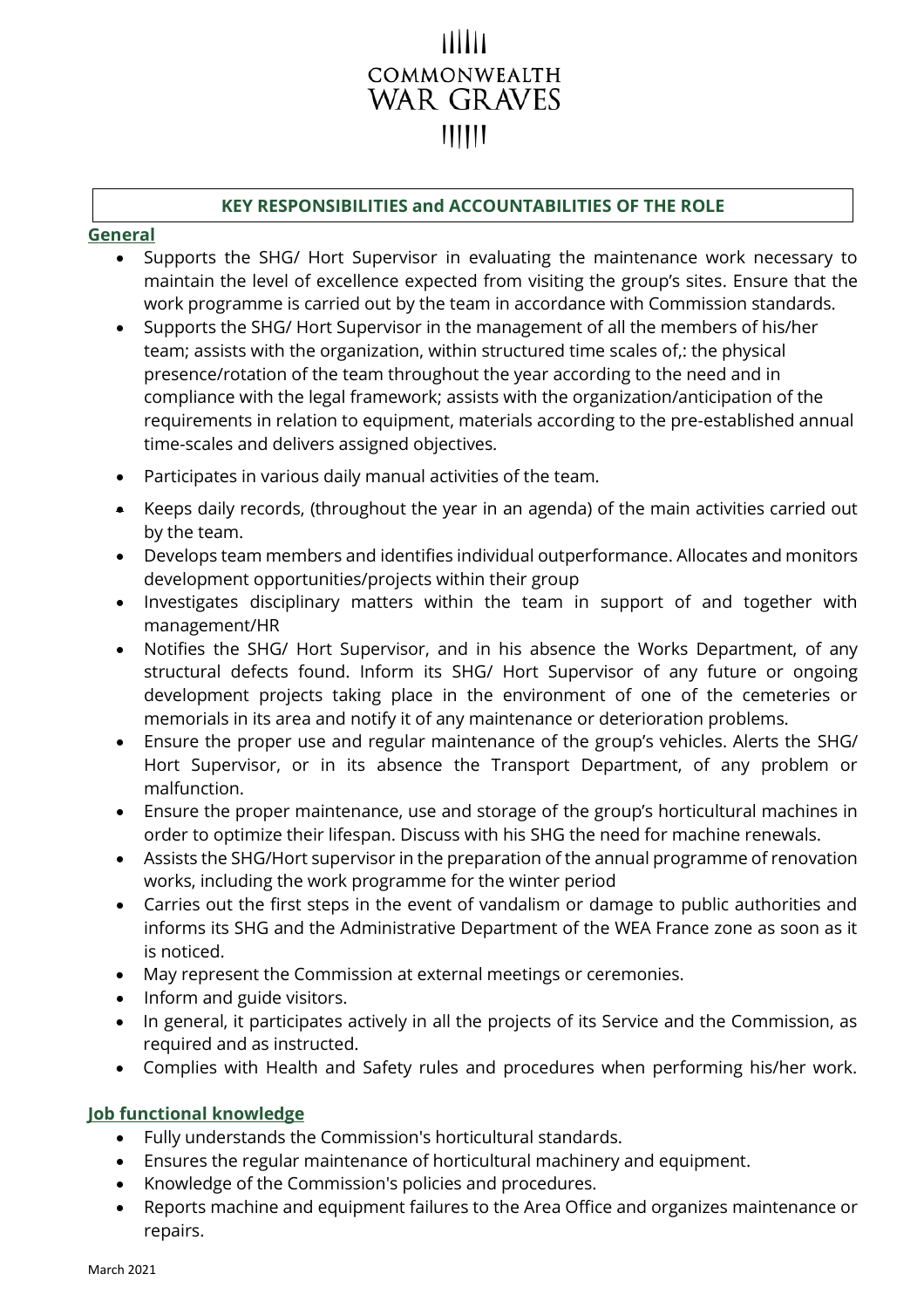## KEY RESPONSIBILITIES and ACCOUNTABILITIES OF THE ROLE

### General

- Supports the SHG/ Hort Supervisor in evaluating the maintenance work necessary to maintain the level of excellence expected from visiting the group's sites. Ensure that the work programme is carried out by the team in accordance with Commission standards.
- Supports the SHG/ Hort Supervisor in the management of all the members of his/her team; assists with the organization, within structured time scales of,: the physical presence/rotation of the team throughout the year according to the need and in compliance with the legal framework; assists with the organization/anticipation of the requirements in relation to equipment, materials according to the pre-established annual time-scales and delivers assigned objectives.
- Participates in various daily manual activities of the team.
- Keeps daily records, (throughout the year in an agenda) of the main activities carried out by the team.
- Develops team members and identifies individual outperformance. Allocates and monitors development opportunities/projects within their group
- Investigates disciplinary matters within the team in support of and together with management/HR
- Notifies the SHG/ Hort Supervisor, and in his absence the Works Department, of any structural defects found. Inform its SHG/ Hort Supervisor of any future or ongoing development projects taking place in the environment of one of the cemeteries or memorials in its area and notify it of any maintenance or deterioration problems.
- Ensure the proper use and regular maintenance of the group's vehicles. Alerts the SHG/ Hort Supervisor, or in its absence the Transport Department, of any problem or malfunction.
- Ensure the proper maintenance, use and storage of the group's horticultural machines in order to optimize their lifespan. Discuss with his SHG the need for machine renewals.
- Assists the SHG/Hort supervisor in the preparation of the annual programme of renovation works, including the work programme for the winter period
- Carries out the first steps in the event of vandalism or damage to public authorities and informs its SHG and the Administrative Department of the WEA France zone as soon as it is noticed.
- May represent the Commission at external meetings or ceremonies.
- Inform and guide visitors.
- In general, it participates actively in all the projects of its Service and the Commission, as required and as instructed.
- Complies with Health and Safety rules and procedures when performing his/her work.

### Job functional knowledge

- Fully understands the Commission's horticultural standards.
- Ensures the regular maintenance of horticultural machinery and equipment.
- Knowledge of the Commission's policies and procedures.
- Reports machine and equipment failures to the Area Office and organizes maintenance or repairs.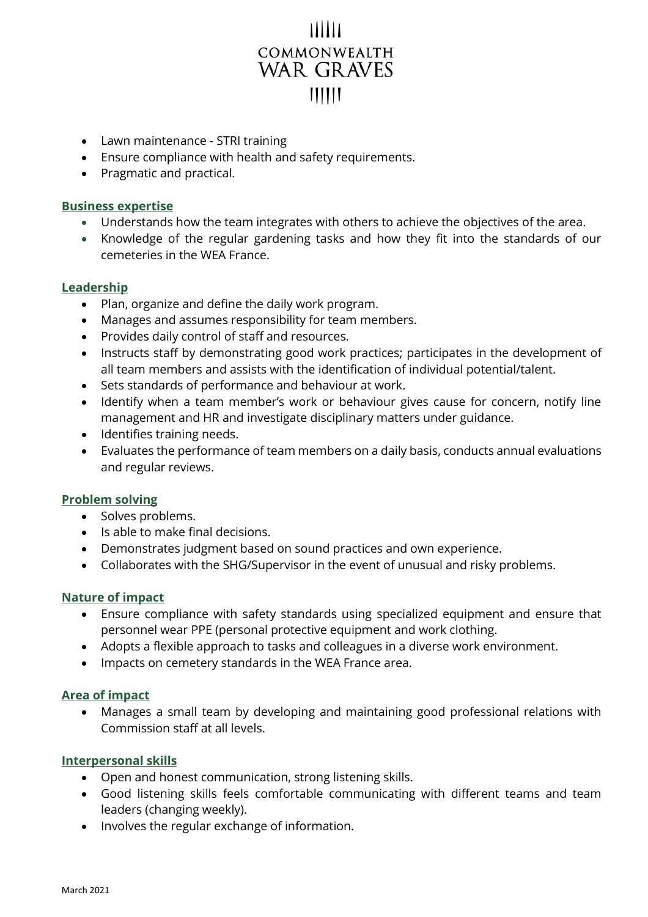- Lawn maintenance - STRI training
- Ensure compliance with health and safety requirements.
- Pragmatic and practical.

**Business expertise**

- Understands how the team integrates with others to achieve the objectives of the area.
- Knowledge of the regular gardening tasks and how they fit into the standards of our cemeteries in the WEA France.

**Leadership**

- Plan, organize and define the daily work program.
- Manages and assumes responsibility for team members.
- Provides daily control of staff and resources.
- Instructs staff by demonstrating good work practices; participates in the development of all team members and assists with the identification of individual potential/talent.
- Sets standards of performance and behaviour at work.
- Identify when a team member's work or behaviour gives cause for concern, notify line management and HR and investigate disciplinary matters under guidance.
- Identifies training needs.
- Evaluates the performance of team members on a daily basis, conducts annual evaluations and regular reviews.

**Problem solving**

- Solves problems.
- Is able to make final decisions.
- Demonstrates judgment based on sound practices and own experience.
- Collaborates with the SHG/Supervisor in the event of unusual and risky problems.

**Nature of impact**

- Ensure compliance with safety standards using specialized equipment and ensure that personnel wear PPE (personal protective equipment and work clothing.
- Adopts a flexible approach to tasks and colleagues in a diverse work environment.
- Impacts on cemetery standards in the WEA France area.

**Area of impact**

- Manages a small team by developing and maintaining good professional relations with Commission staff at all levels.

**Interpersonal skills**

- Open and honest communication, strong listening skills.
- Good listening skills feels comfortable communicating with different teams and team leaders (changing weekly).
- Involves the regular exchange of information.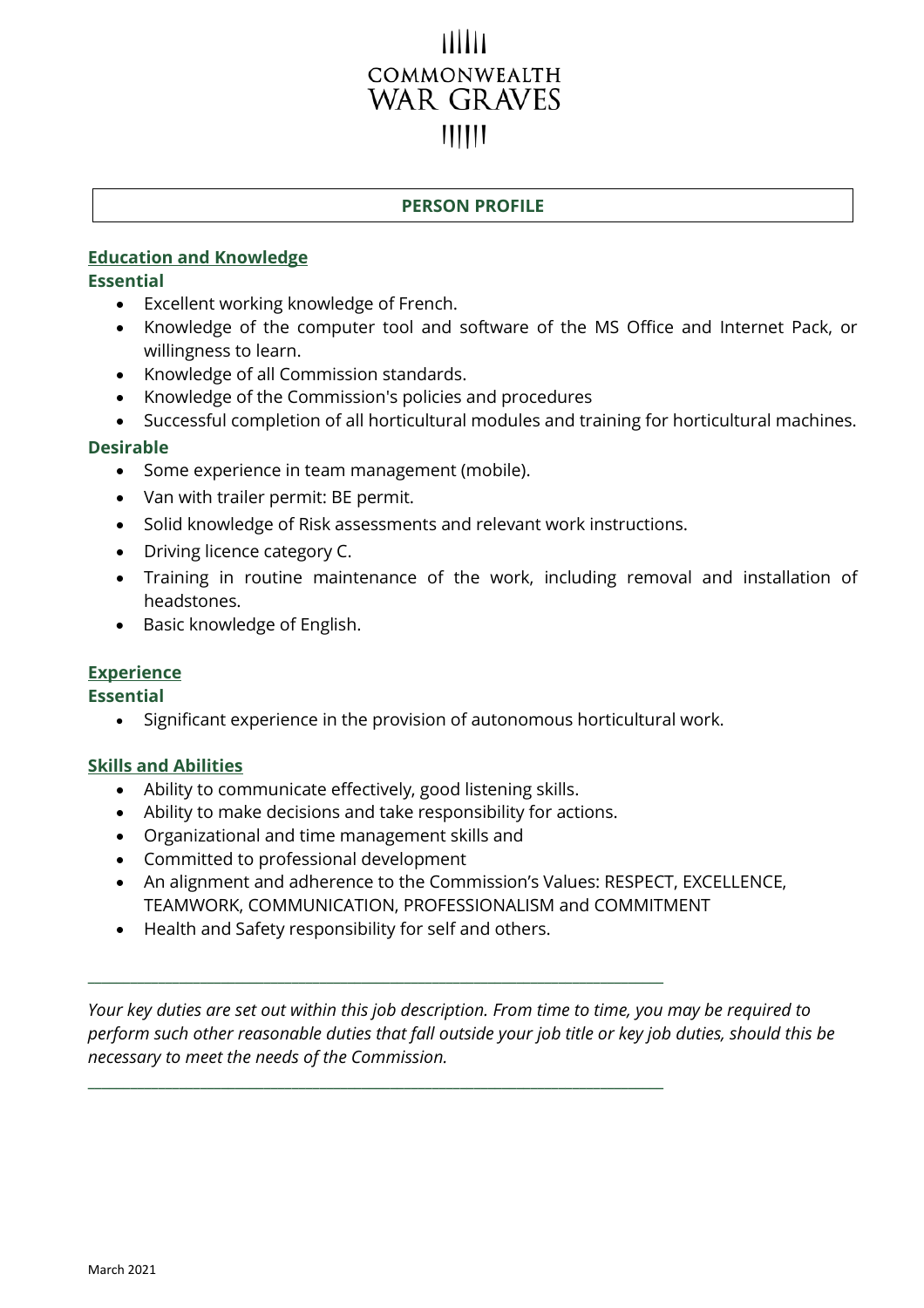COMMONWEALTH
WAR GRAVES

## PERSON PROFILE

### Education and Knowledge

**Essential**

- Excellent working knowledge of French.
- Knowledge of the computer tool and software of the MS Office and Internet Pack, or willingness to learn.
- Knowledge of all Commission standards.
- Knowledge of the Commission's policies and procedures
- Successful completion of all horticultural modules and training for horticultural machines.

**Desirable**

- Some experience in team management (mobile).
- Van with trailer permit: BE permit.
- Solid knowledge of Risk assessments and relevant work instructions.
- Driving licence category C.
- Training in routine maintenance of the work, including removal and installation of headstones.
- Basic knowledge of English.

### Experience

**Essential**

- Significant experience in the provision of autonomous horticultural work.

### Skills and Abilities

- Ability to communicate effectively, good listening skills.
- Ability to make decisions and take responsibility for actions.
- Organizational and time management skills and
- Committed to professional development
- An alignment and adherence to the Commission's Values: RESPECT, EXCELLENCE, TEAMWORK, COMMUNICATION, PROFESSIONALISM and COMMITMENT
- Health and Safety responsibility for self and others.

---

*Your key duties are set out within this job description. From time to time, you may be required to perform such other reasonable duties that fall outside your job title or key job duties, should this be necessary to meet the needs of the Commission.*

---

March 2021